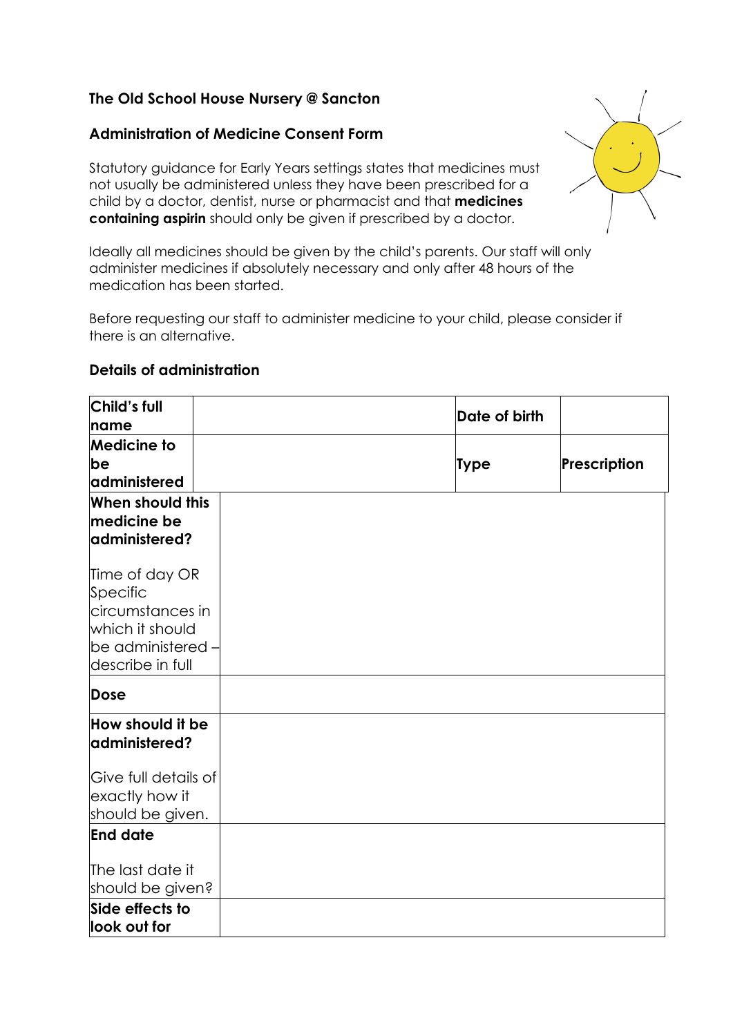**The Old School House Nursery @ Sancton**

**Administration of Medicine Consent Form**

Statutory guidance for Early Years settings states that medicines must not usually be administered unless they have been prescribed for a child by a doctor, dentist, nurse or pharmacist and that **medicines containing aspirin** should only be given if prescribed by a doctor.

Ideally all medicines should be given by the child's parents. Our staff will only administer medicines if absolutely necessary and only after 48 hours of the medication has been started.

Before requesting our staff to administer medicine to your child, please consider if there is an alternative.

**Details of administration**

| **Child's full name** | | **Date of birth** | |
|---|---|---|---|
| **Medicine to be administered** | | **Type** | **Prescription** |
| **When should this medicine be administered?**<br><br>Time of day OR Specific circumstances in which it should be administered – describe in full | | | |
| **Dose** | | | |
| **How should it be administered?**<br><br>Give full details of exactly how it should be given. | | | |
| **End date**<br><br>The last date it should be given? | | | |
| **Side effects to look out for** | | | |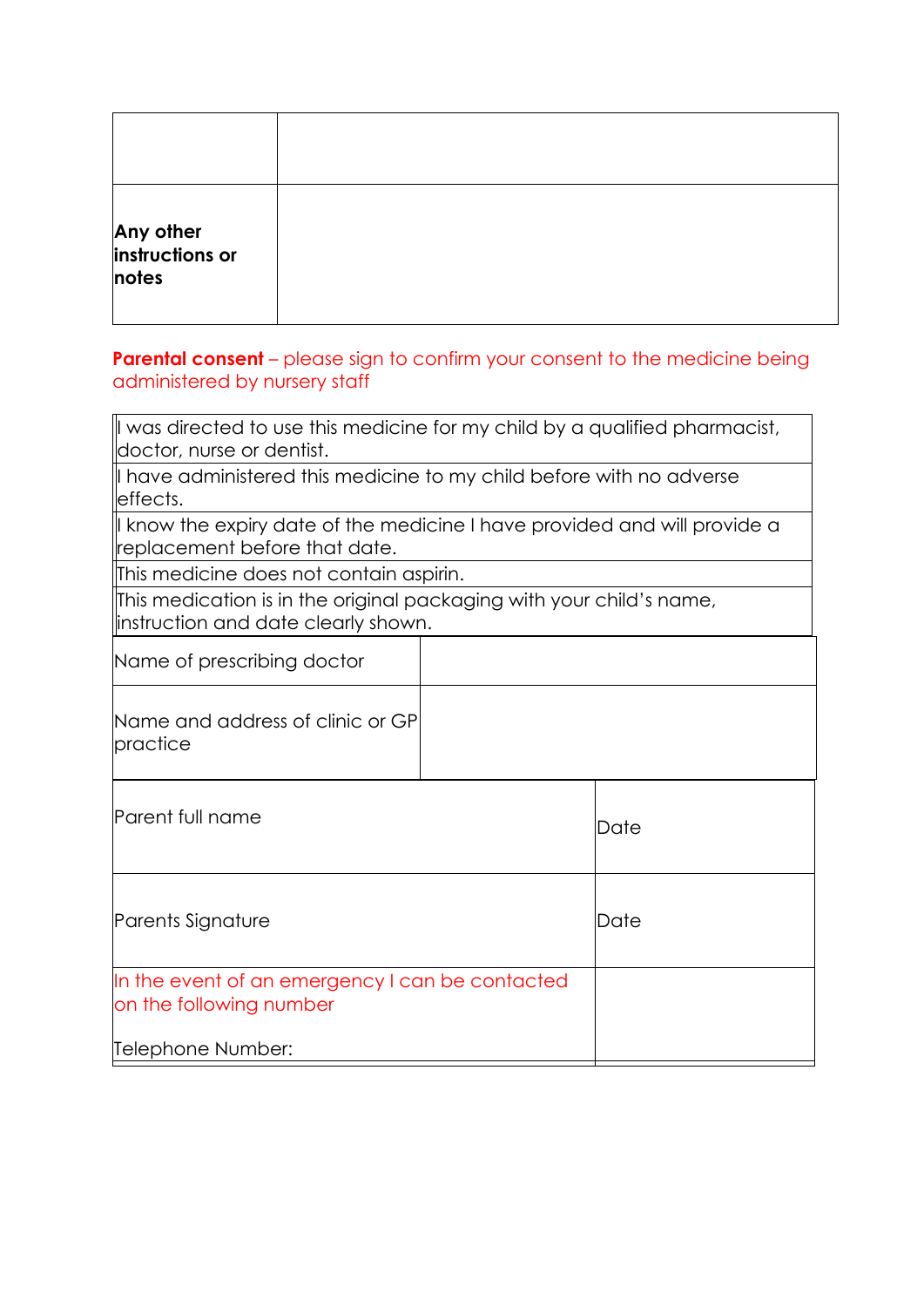| | |
|---|---|
| | |
| **Any other instructions or notes** | |

**Parental consent** – please sign to confirm your consent to the medicine being administered by nursery staff

| |
|---|
| I was directed to use this medicine for my child by a qualified pharmacist, doctor, nurse or dentist. |
| I have administered this medicine to my child before with no adverse effects. |
| I know the expiry date of the medicine I have provided and will provide a replacement before that date. |
| This medicine does not contain aspirin. |
| This medication is in the original packaging with your child's name, instruction and date clearly shown. |

| | |
|---|---|
| Name of prescribing doctor | |
| Name and address of clinic or GP practice | |

| | |
|---|---|
| Parent full name | Date |
| Parents Signature | Date |
| In the event of an emergency I can be contacted on the following number<br><br>Telephone Number: | |